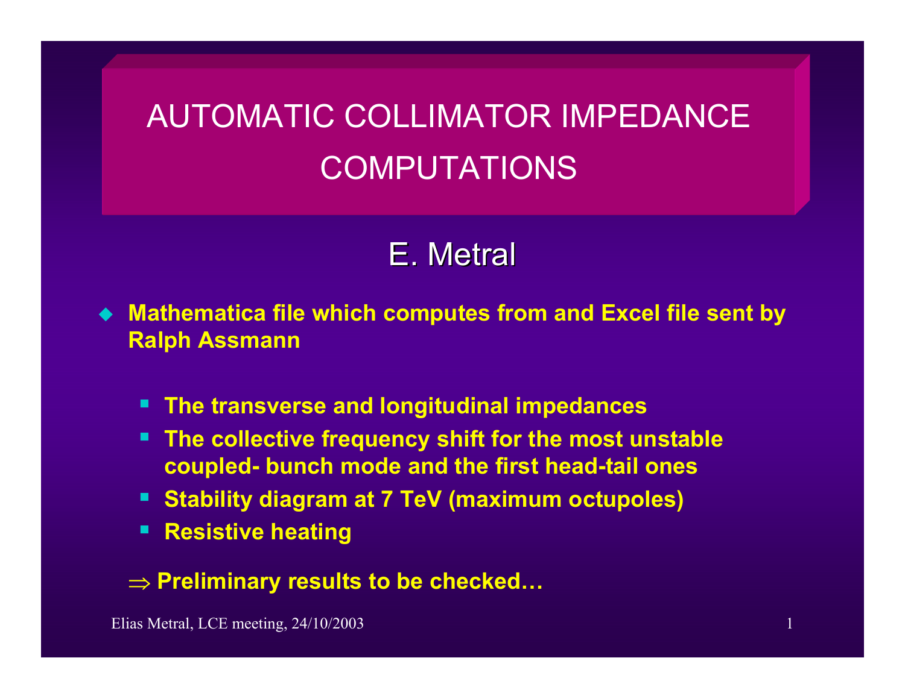# AUTOMATIC COLLIMATOR IMPEDANCE COMPUTATIONS

## E. Metral

- **Mathematica file which computes from and Excel file sent by Ralph Assmann**
  - **The transverse and longitudinal impedances**
  - **The collective frequency shift for the most unstable coupled- bunch mode and the first head-tail ones**
  - **Stability diagram at 7 TeV (maximum octupoles)**
  - **Resistive heating**

$\Rightarrow$ **Preliminary results to be checked…**

Elias Metral, LCE meeting, 24/10/2003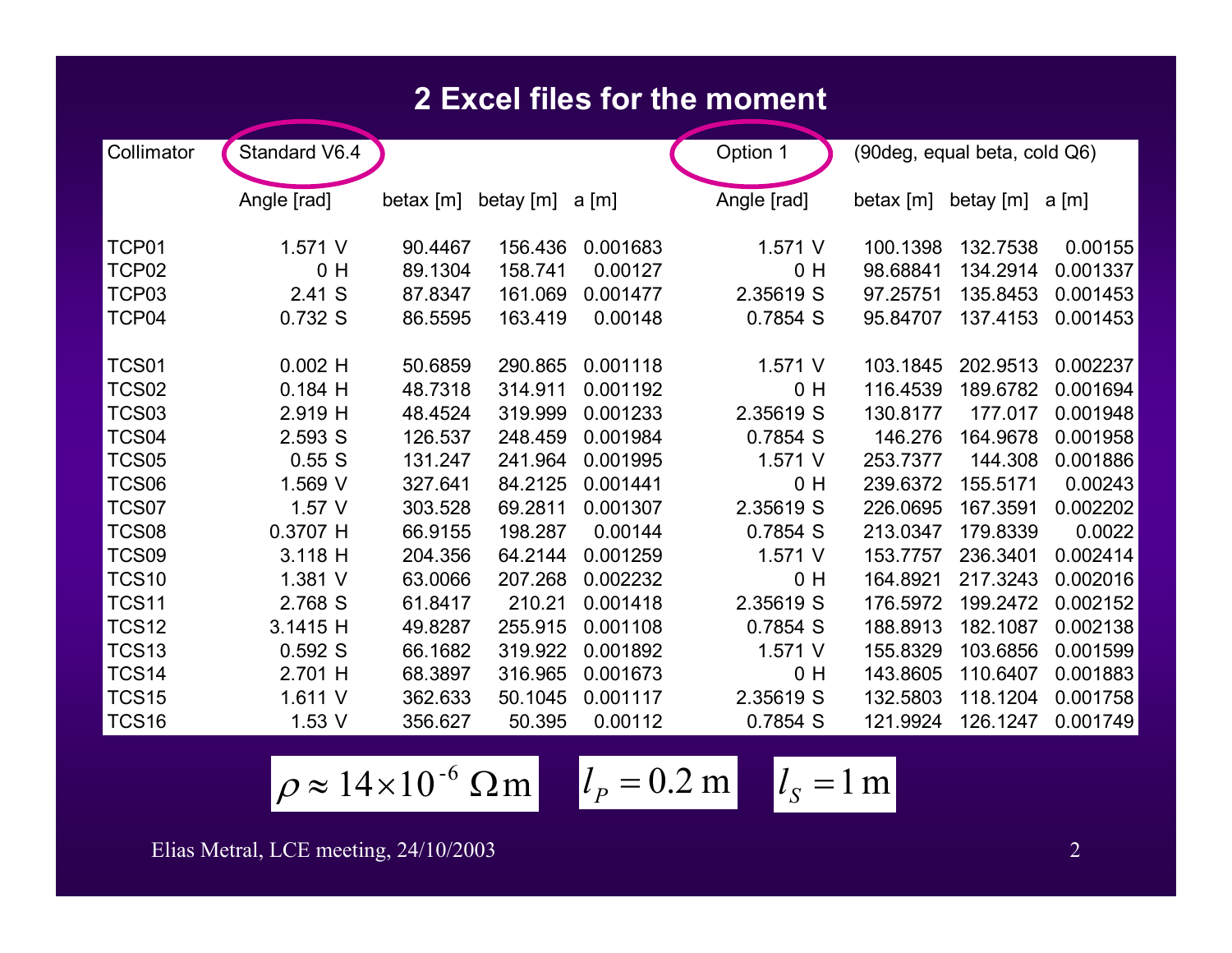# 2 Excel files for the moment

| Collimator | Standard V6.4 | | | | Option 1 | (90deg, equal beta, cold Q6) | | |
|---|---|---|---|---|---|---|---|---|
| | Angle [rad] | betax [m] | betay [m] | a [m] | Angle [rad] | betax [m] | betay [m] | a [m] |
| TCP01 | 1.571 V | 90.4467 | 156.436 | 0.001683 | 1.571 V | 100.1398 | 132.7538 | 0.00155 |
| TCP02 | 0 H | 89.1304 | 158.741 | 0.00127 | 0 H | 98.68841 | 134.2914 | 0.001337 |
| TCP03 | 2.41 S | 87.8347 | 161.069 | 0.001477 | 2.35619 S | 97.25751 | 135.8453 | 0.001453 |
| TCP04 | 0.732 S | 86.5595 | 163.419 | 0.00148 | 0.7854 S | 95.84707 | 137.4153 | 0.001453 |
| TCS01 | 0.002 H | 50.6859 | 290.865 | 0.001118 | 1.571 V | 103.1845 | 202.9513 | 0.002237 |
| TCS02 | 0.184 H | 48.7318 | 314.911 | 0.001192 | 0 H | 116.4539 | 189.6782 | 0.001694 |
| TCS03 | 2.919 H | 48.4524 | 319.999 | 0.001233 | 2.35619 S | 130.8177 | 177.017 | 0.001948 |
| TCS04 | 2.593 S | 126.537 | 248.459 | 0.001984 | 0.7854 S | 146.276 | 164.9678 | 0.001958 |
| TCS05 | 0.55 S | 131.247 | 241.964 | 0.001995 | 1.571 V | 253.7377 | 144.308 | 0.001886 |
| TCS06 | 1.569 V | 327.641 | 84.2125 | 0.001441 | 0 H | 239.6372 | 155.5171 | 0.00243 |
| TCS07 | 1.57 V | 303.528 | 69.2811 | 0.001307 | 2.35619 S | 226.0695 | 167.3591 | 0.002202 |
| TCS08 | 0.3707 H | 66.9155 | 198.287 | 0.00144 | 0.7854 S | 213.0347 | 179.8339 | 0.0022 |
| TCS09 | 3.118 H | 204.356 | 64.2144 | 0.001259 | 1.571 V | 153.7757 | 236.3401 | 0.002414 |
| TCS10 | 1.381 V | 63.0066 | 207.268 | 0.002232 | 0 H | 164.8921 | 217.3243 | 0.002016 |
| TCS11 | 2.768 S | 61.8417 | 210.21 | 0.001418 | 2.35619 S | 176.5972 | 199.2472 | 0.002152 |
| TCS12 | 3.1415 H | 49.8287 | 255.915 | 0.001108 | 0.7854 S | 188.8913 | 182.1087 | 0.002138 |
| TCS13 | 0.592 S | 66.1682 | 319.922 | 0.001892 | 1.571 V | 155.8329 | 103.6856 | 0.001599 |
| TCS14 | 2.701 H | 68.3897 | 316.965 | 0.001673 | 0 H | 143.8605 | 110.6407 | 0.001883 |
| TCS15 | 1.611 V | 362.633 | 50.1045 | 0.001117 | 2.35619 S | 132.5803 | 118.1204 | 0.001758 |
| TCS16 | 1.53 V | 356.627 | 50.395 | 0.00112 | 0.7854 S | 121.9924 | 126.1247 | 0.001749 |

$\rho \approx 14 \times 10^{-6}\ \Omega\,\mathrm{m}$ $\quad l_P = 0.2\ \mathrm{m}$ $\quad l_S = 1\ \mathrm{m}$

Elias Metral, LCE meeting, 24/10/2003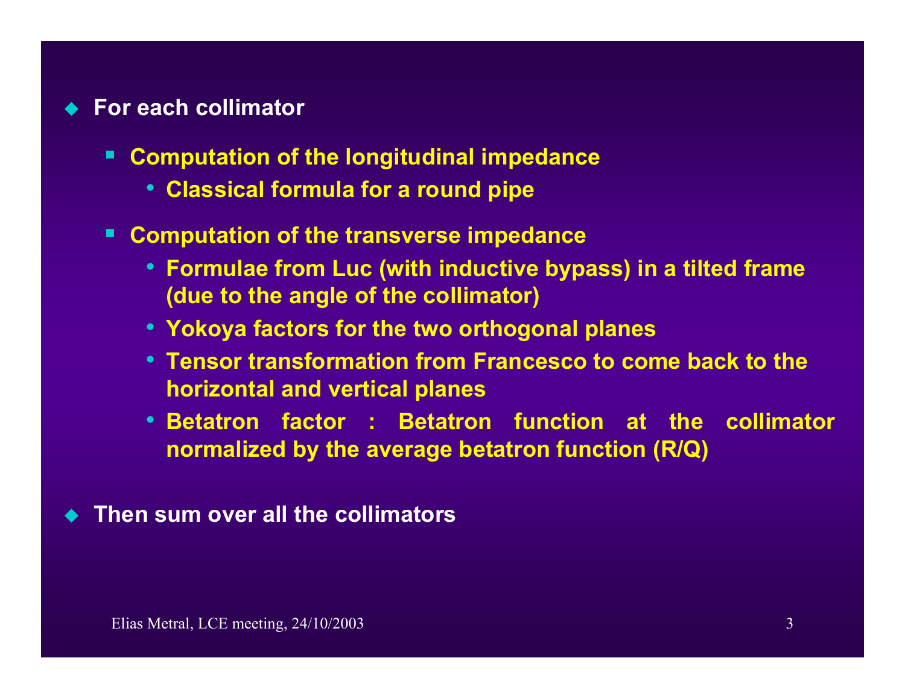- **For each collimator**
  - **Computation of the longitudinal impedance**
    - **Classical formula for a round pipe**
  - **Computation of the transverse impedance**
    - **Formulae from Luc (with inductive bypass) in a tilted frame (due to the angle of the collimator)**
    - **Yokoya factors for the two orthogonal planes**
    - **Tensor transformation from Francesco to come back to the horizontal and vertical planes**
    - **Betatron factor : Betatron function at the collimator normalized by the average betatron function (R/Q)**
- **Then sum over all the collimators**

Elias Metral, LCE meeting, 24/10/2003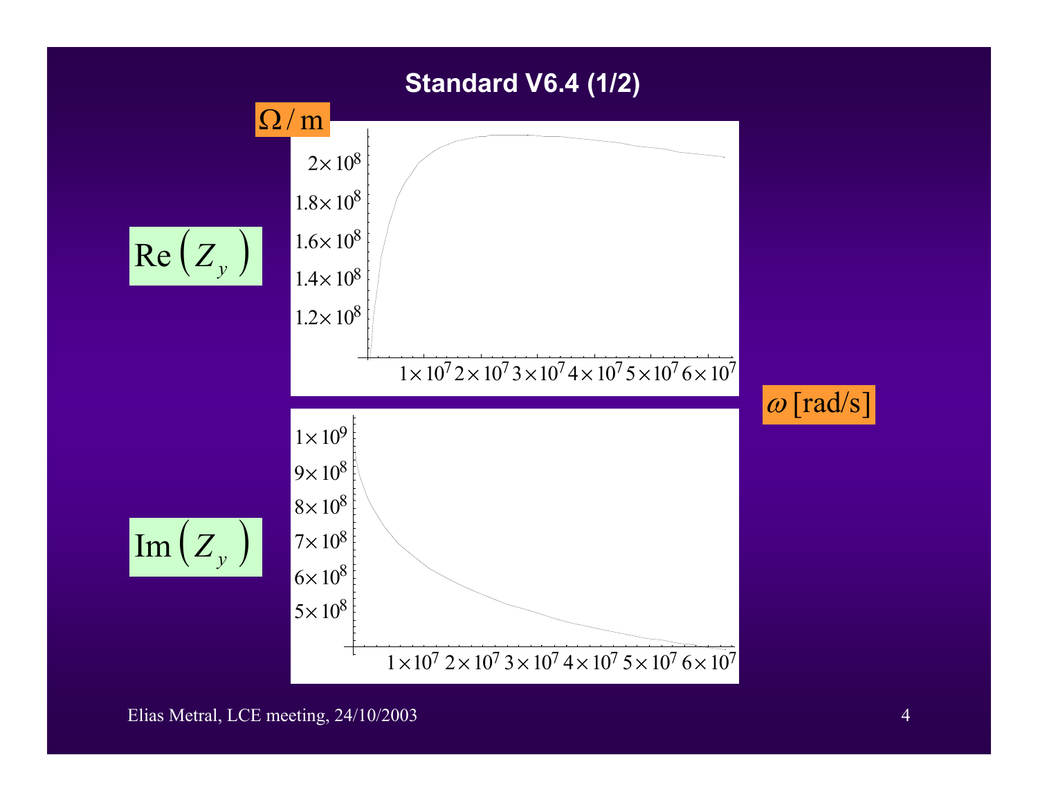# Standard V6.4 (1/2)

$\Omega / \mathrm{m}$

$\mathrm{Re}\left(Z_y\right)$

$2\times10^8$

$1.8\times10^8$

$1.6\times10^8$

$1.4\times10^8$

$1.2\times10^8$

$1\times10^7$ $2\times10^7$ $3\times10^7$ $4\times10^7$ $5\times10^7$ $6\times10^7$

$\omega$ [rad/s]

$\mathrm{Im}\left(Z_y\right)$

$1\times10^9$

$9\times10^8$

$8\times10^8$

$7\times10^8$

$6\times10^8$

$5\times10^8$

$1\times10^7$ $2\times10^7$ $3\times10^7$ $4\times10^7$ $5\times10^7$ $6\times10^7$

Elias Metral, LCE meeting, 24/10/2003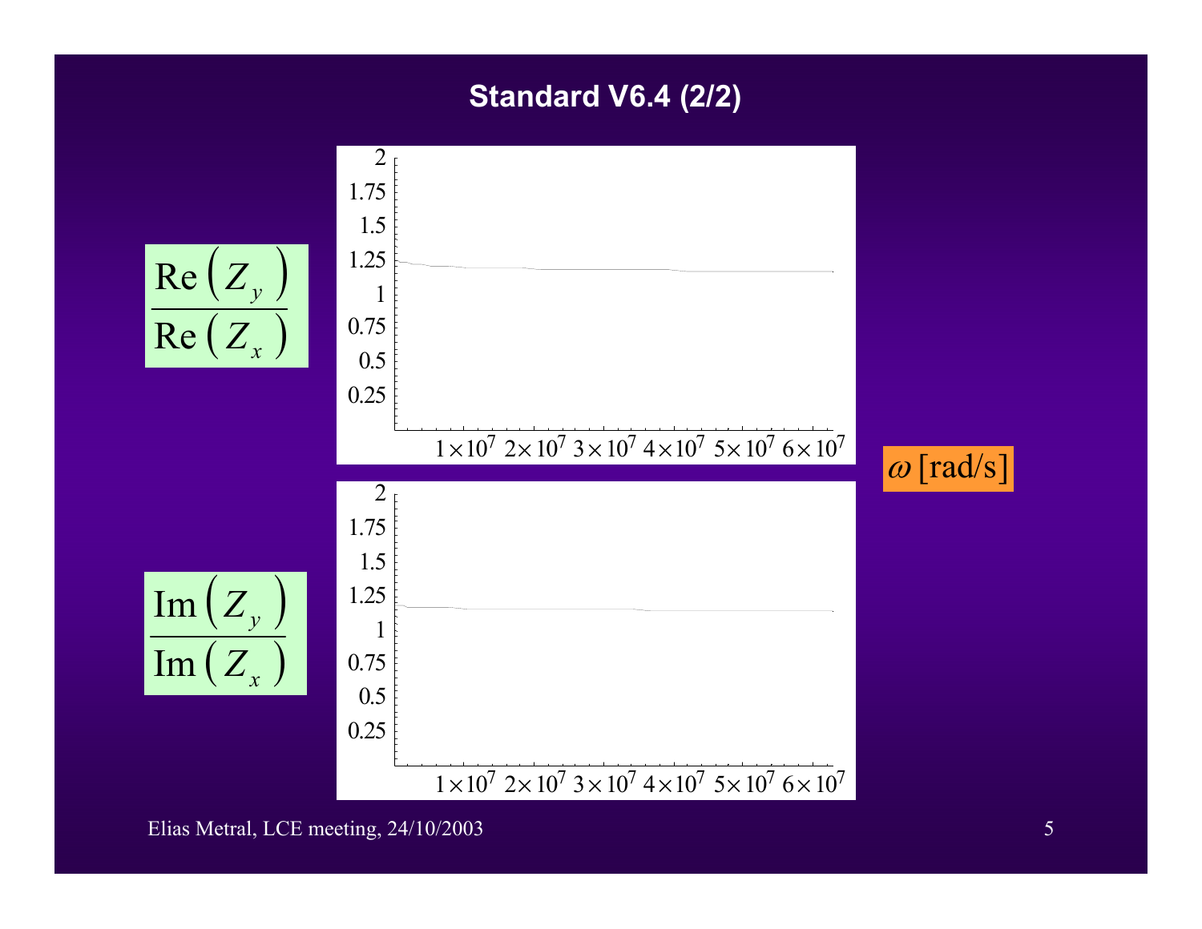## Standard V6.4 (2/2)

$$\frac{\mathrm{Re}\left(Z_y\right)}{\mathrm{Re}\left(Z_x\right)}$$

2
1.75
1.5
1.25
1
0.75
0.5
0.25

$1\times10^7$ $2\times10^7$ $3\times10^7$ $4\times10^7$ $5\times10^7$ $6\times10^7$

$\omega$ [rad/s]

$$\frac{\mathrm{Im}\left(Z_y\right)}{\mathrm{Im}\left(Z_x\right)}$$

2
1.75
1.5
1.25
1
0.75
0.5
0.25

$1\times10^7$ $2\times10^7$ $3\times10^7$ $4\times10^7$ $5\times10^7$ $6\times10^7$

Elias Metral, LCE meeting, 24/10/2003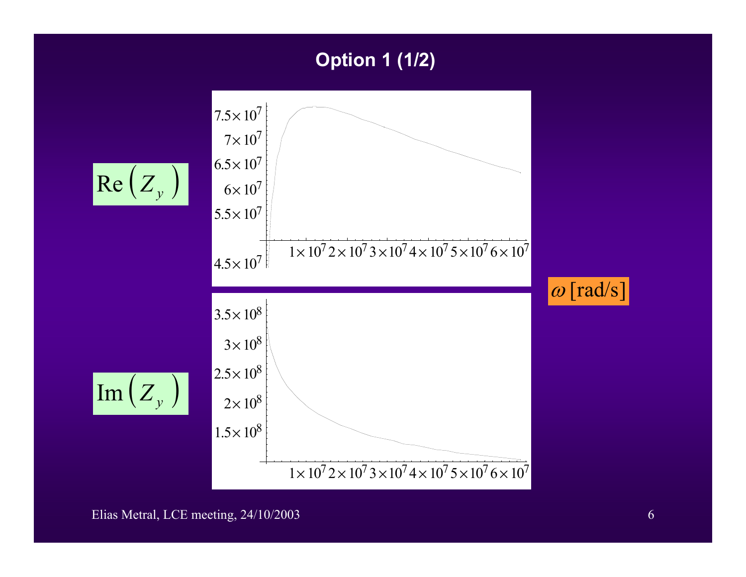# Option 1 (1/2)

$\mathrm{Re}\left(Z_y\right)$

$\mathrm{Im}\left(Z_y\right)$

$\omega$ [rad/s]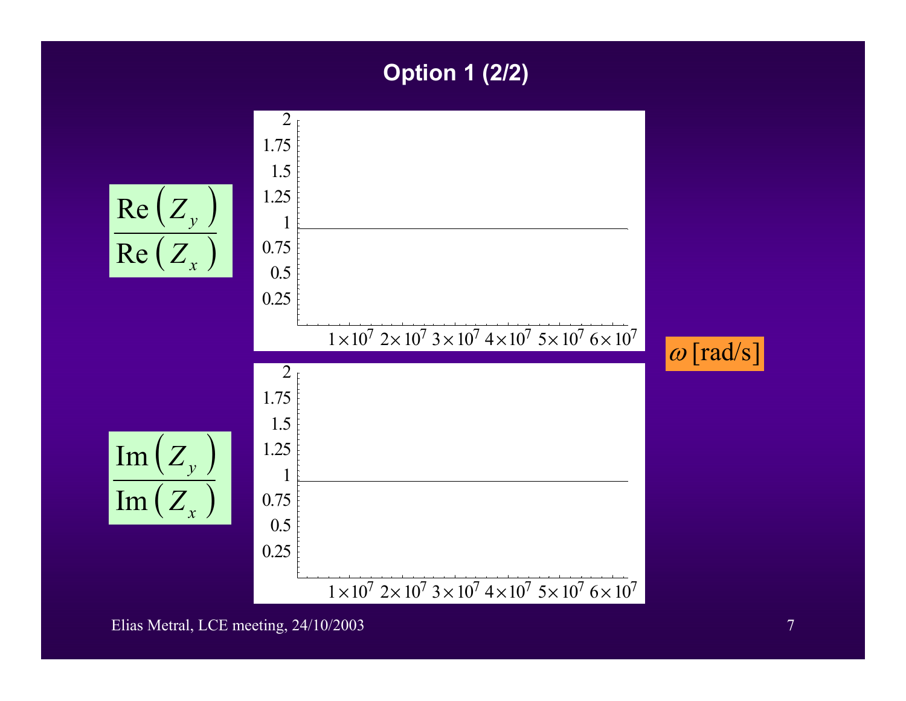# Option 1 (2/2)

$$\frac{\mathrm{Re}\left(Z_y\right)}{\mathrm{Re}\left(Z_x\right)}$$

2
1.75
1.5
1.25
1
0.75
0.5
0.25

$1\times10^7$ $2\times10^7$ $3\times10^7$ $4\times10^7$ $5\times10^7$ $6\times10^7$

$\omega$ [rad/s]

$$\frac{\mathrm{Im}\left(Z_y\right)}{\mathrm{Im}\left(Z_x\right)}$$

2
1.75
1.5
1.25
1
0.75
0.5
0.25

$1\times10^7$ $2\times10^7$ $3\times10^7$ $4\times10^7$ $5\times10^7$ $6\times10^7$

Elias Metral, LCE meeting, 24/10/2003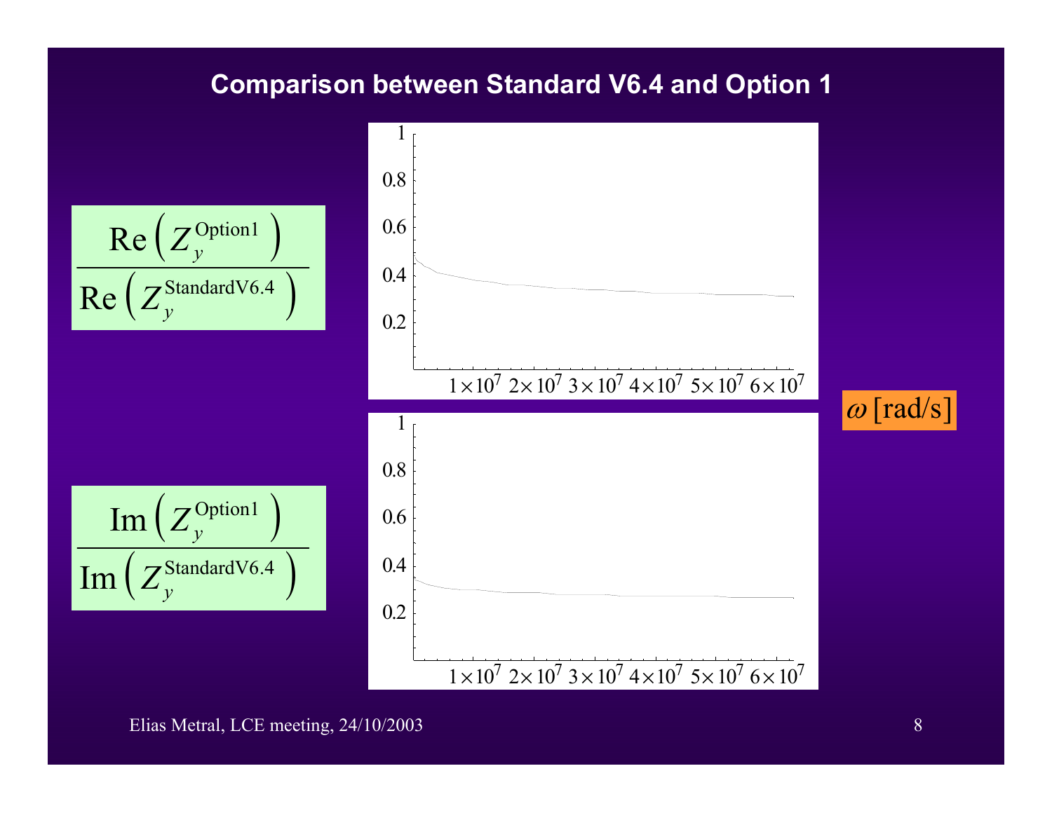## Comparison between Standard V6.4 and Option 1

$$\frac{\mathrm{Re}\left(Z_y^{\mathrm{Option1}}\right)}{\mathrm{Re}\left(Z_y^{\mathrm{StandardV6.4}}\right)}$$

$$\frac{\mathrm{Im}\left(Z_y^{\mathrm{Option1}}\right)}{\mathrm{Im}\left(Z_y^{\mathrm{StandardV6.4}}\right)}$$

$\omega$ [rad/s]

Elias Metral, LCE meeting, 24/10/2003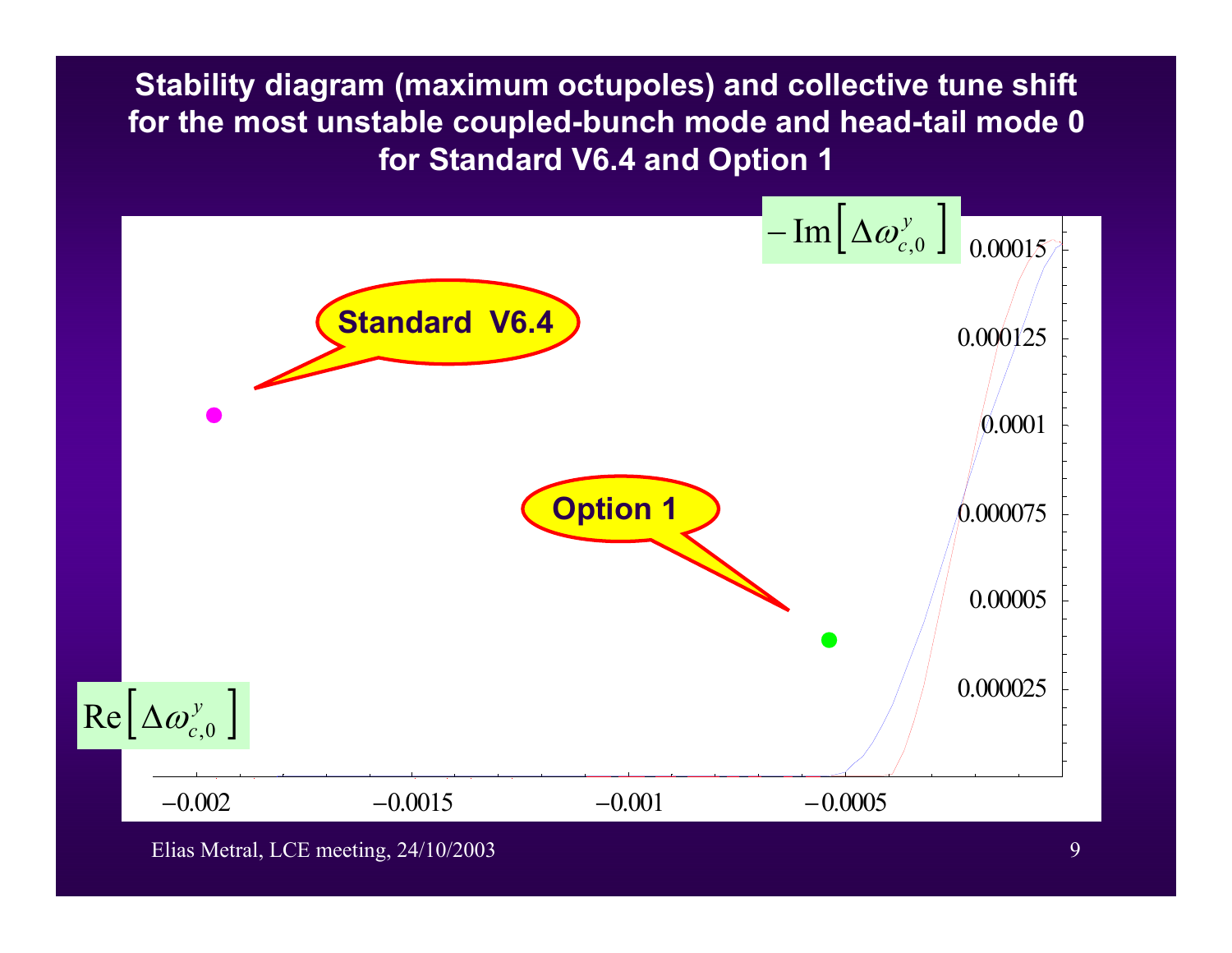# Stability diagram (maximum octupoles) and collective tune shift for the most unstable coupled-bunch mode and head-tail mode 0 for Standard V6.4 and Option 1

$-\mathrm{Im}\left[\Delta\omega_{c,0}^{y}\right]$

Standard V6.4

Option 1

$\mathrm{Re}\left[\Delta\omega_{c,0}^{y}\right]$

Elias Metral, LCE meeting, 24/10/2003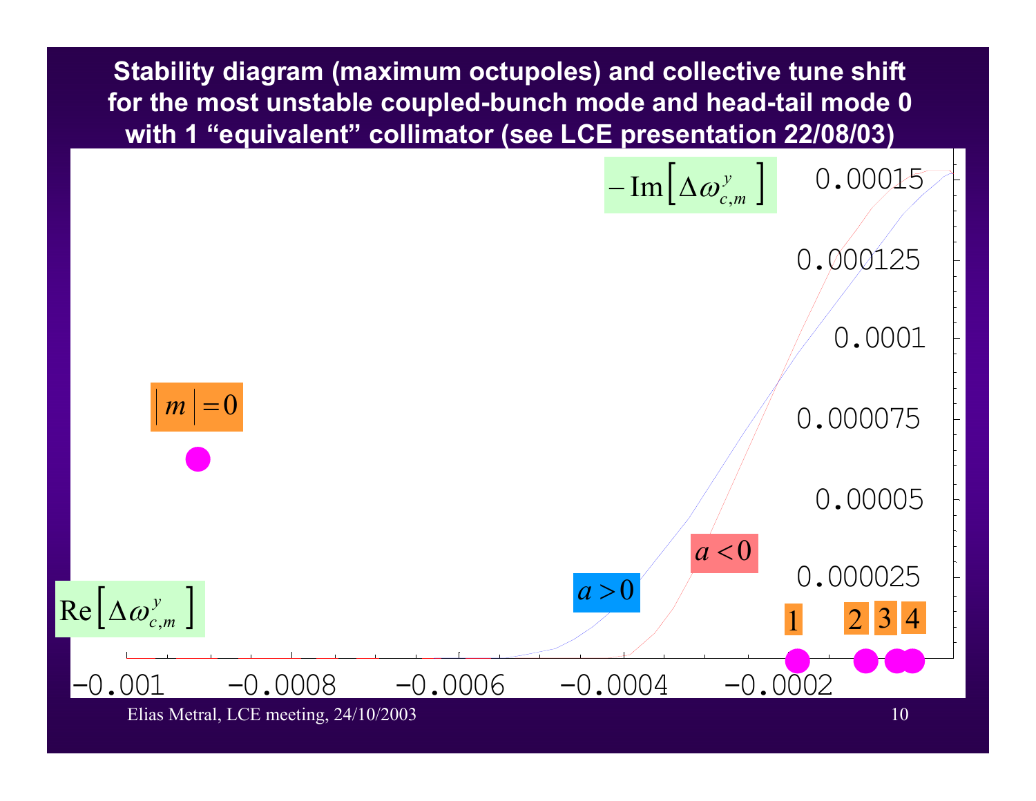## Stability diagram (maximum octupoles) and collective tune shift for the most unstable coupled-bunch mode and head-tail mode 0 with 1 "equivalent" collimator (see LCE presentation 22/08/03)

$-\mathrm{Im}\left[\Delta\omega_{c,m}^{y}\right]$

$\left|m\right| = 0$

$a < 0$

$a > 0$

$\mathrm{Re}\left[\Delta\omega_{c,m}^{y}\right]$

1 2 3 4

-0.001 -0.0008 -0.0006 -0.0004 -0.0002

0.00015 0.000125 0.0001 0.000075 0.00005 0.000025

Elias Metral, LCE meeting, 24/10/2003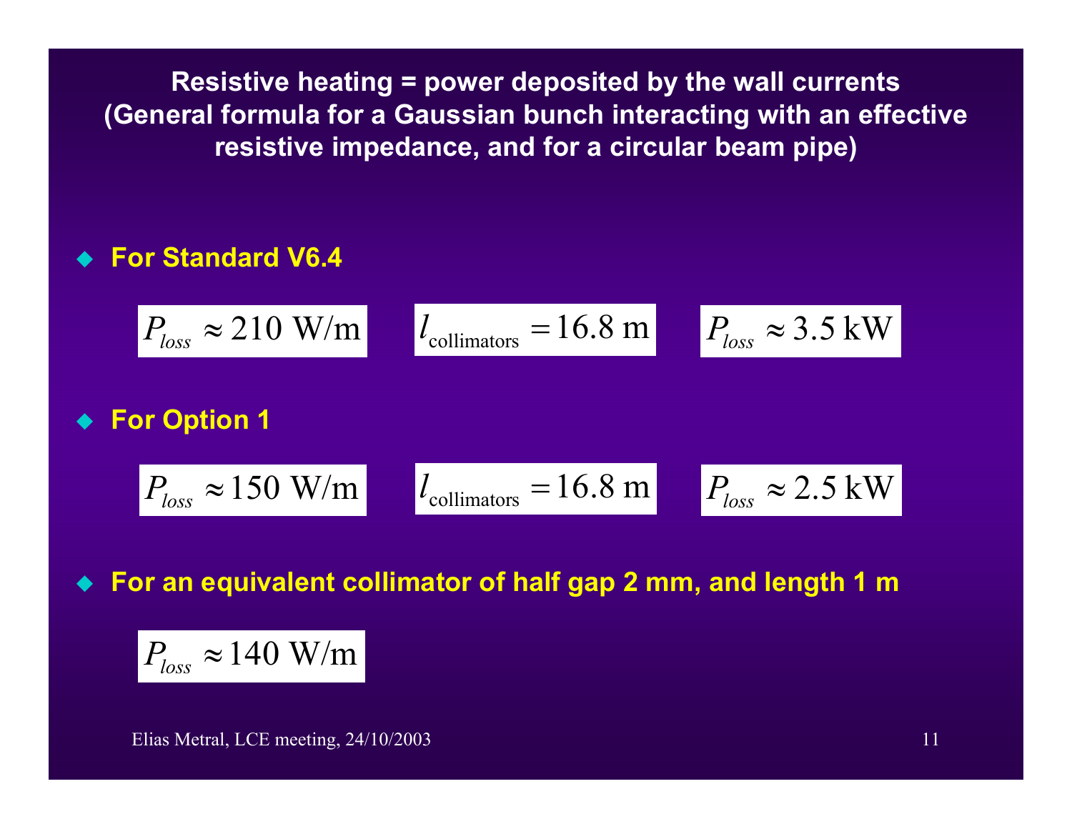**Resistive heating = power deposited by the wall currents (General formula for a Gaussian bunch interacting with an effective resistive impedance, and for a circular beam pipe)**

- **For Standard V6.4**

$$P_{loss} \approx 210 \text{ W/m} \qquad l_{\text{collimators}} = 16.8 \text{ m} \qquad P_{loss} \approx 3.5 \text{ kW}$$

- **For Option 1**

$$P_{loss} \approx 150 \text{ W/m} \qquad l_{\text{collimators}} = 16.8 \text{ m} \qquad P_{loss} \approx 2.5 \text{ kW}$$

- **For an equivalent collimator of half gap 2 mm, and length 1 m**

$$P_{loss} \approx 140 \text{ W/m}$$

Elias Metral, LCE meeting, 24/10/2003